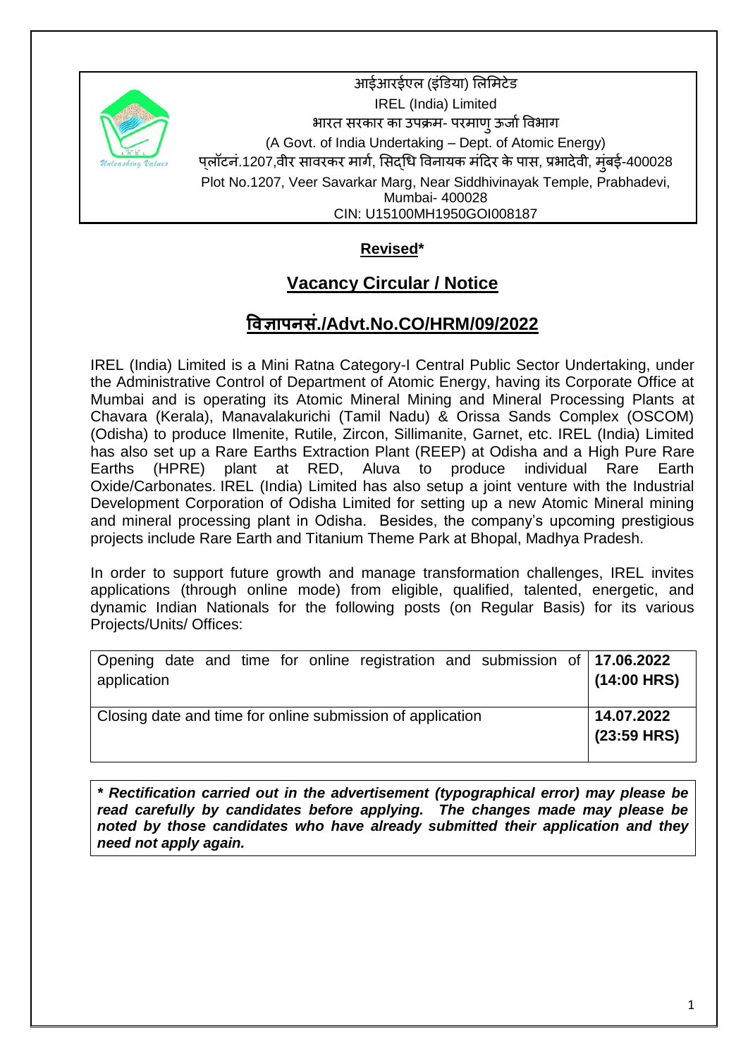आईआरईएल (इंडिया) लिमिटेड
IREL (India) Limited
भारत सरकार का उपक्रम- परमाणु ऊर्जा विभाग
(A Govt. of India Undertaking – Dept. of Atomic Energy)
प्लॉटनं.1207,वीर सावरकर मार्ग, सिद्धि विनायक मंदिर के पास, प्रभादेवी, मुंबई-400028
Plot No.1207, Veer Savarkar Marg, Near Siddhivinayak Temple, Prabhadevi, Mumbai- 400028
CIN: U15100MH1950GOI008187

**Revised***

## Vacancy Circular / Notice

## विज्ञापनसं./Advt.No.CO/HRM/09/2022

IREL (India) Limited is a Mini Ratna Category-I Central Public Sector Undertaking, under the Administrative Control of Department of Atomic Energy, having its Corporate Office at Mumbai and is operating its Atomic Mineral Mining and Mineral Processing Plants at Chavara (Kerala), Manavalakurichi (Tamil Nadu) & Orissa Sands Complex (OSCOM) (Odisha) to produce Ilmenite, Rutile, Zircon, Sillimanite, Garnet, etc. IREL (India) Limited has also set up a Rare Earths Extraction Plant (REEP) at Odisha and a High Pure Rare Earths (HPRE) plant at RED, Aluva to produce individual Rare Earth Oxide/Carbonates. IREL (India) Limited has also setup a joint venture with the Industrial Development Corporation of Odisha Limited for setting up a new Atomic Mineral mining and mineral processing plant in Odisha. Besides, the company's upcoming prestigious projects include Rare Earth and Titanium Theme Park at Bhopal, Madhya Pradesh.

In order to support future growth and manage transformation challenges, IREL invites applications (through online mode) from eligible, qualified, talented, energetic, and dynamic Indian Nationals for the following posts (on Regular Basis) for its various Projects/Units/ Offices:

| | |
|---|---|
| Opening date and time for online registration and submission of application | **17.06.2022 (14:00 HRS)** |
| Closing date and time for online submission of application | **14.07.2022 (23:59 HRS)** |

***\* Rectification carried out in the advertisement (typographical error) may please be read carefully by candidates before applying. The changes made may please be noted by those candidates who have already submitted their application and they need not apply again.***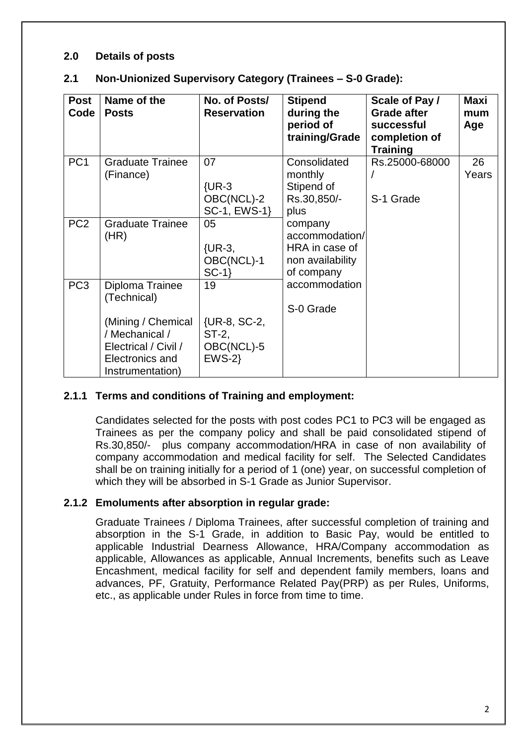## 2.0 Details of posts

### 2.1 Non-Unionized Supervisory Category (Trainees – S-0 Grade):

| Post Code | Name of the Posts | No. of Posts/ Reservation | Stipend during the period of training/Grade | Scale of Pay / Grade after successful completion of Training | Maximum Age |
|---|---|---|---|---|---|
| PC1 | Graduate Trainee (Finance) | 07 {UR-3 OBC(NCL)-2 SC-1, EWS-1} | Consolidated monthly Stipend of Rs.30,850/- plus company accommodation/ HRA in case of non availability of company accommodation S-0 Grade | Rs.25000-68000 / S-1 Grade | 26 Years |
| PC2 | Graduate Trainee (HR) | 05 {UR-3, OBC(NCL)-1 SC-1} | | | |
| PC3 | Diploma Trainee (Technical) (Mining / Chemical / Mechanical / Electrical / Civil / Electronics and Instrumentation) | 19 {UR-8, SC-2, ST-2, OBC(NCL)-5 EWS-2} | | | |

#### 2.1.1 Terms and conditions of Training and employment:

Candidates selected for the posts with post codes PC1 to PC3 will be engaged as Trainees as per the company policy and shall be paid consolidated stipend of Rs.30,850/- plus company accommodation/HRA in case of non availability of company accommodation and medical facility for self. The Selected Candidates shall be on training initially for a period of 1 (one) year, on successful completion of which they will be absorbed in S-1 Grade as Junior Supervisor.

#### 2.1.2 Emoluments after absorption in regular grade:

Graduate Trainees / Diploma Trainees, after successful completion of training and absorption in the S-1 Grade, in addition to Basic Pay, would be entitled to applicable Industrial Dearness Allowance, HRA/Company accommodation as applicable, Allowances as applicable, Annual Increments, benefits such as Leave Encashment, medical facility for self and dependent family members, loans and advances, PF, Gratuity, Performance Related Pay(PRP) as per Rules, Uniforms, etc., as applicable under Rules in force from time to time.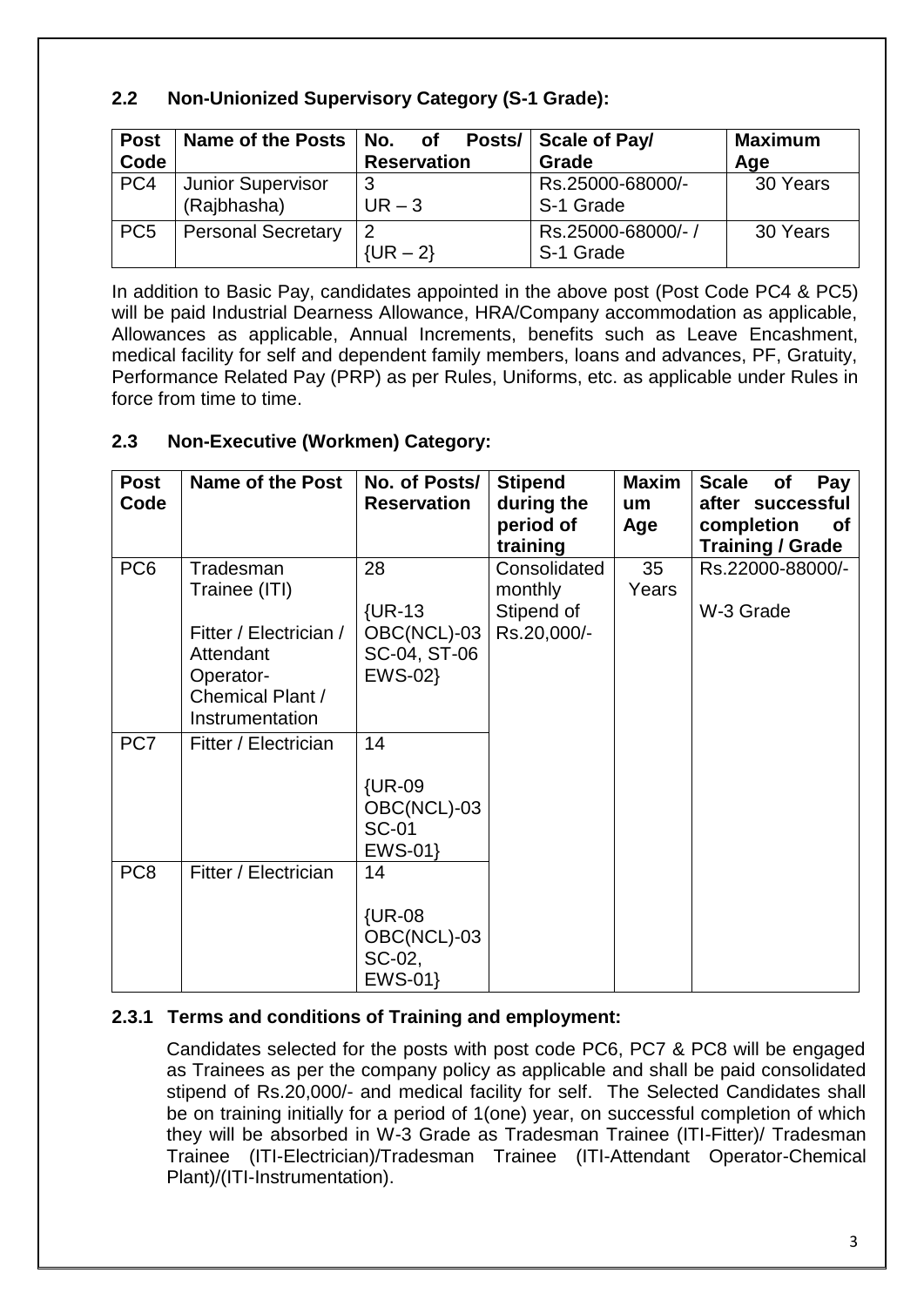### 2.2 Non-Unionized Supervisory Category (S-1 Grade):

| Post Code | Name of the Posts | No. of Posts/ Reservation | Scale of Pay/ Grade | Maximum Age |
|---|---|---|---|---|
| PC4 | Junior Supervisor (Rajbhasha) | 3<br>UR – 3 | Rs.25000-68000/-<br>S-1 Grade | 30 Years |
| PC5 | Personal Secretary | 2<br>{UR – 2} | Rs.25000-68000/- /<br>S-1 Grade | 30 Years |

In addition to Basic Pay, candidates appointed in the above post (Post Code PC4 & PC5) will be paid Industrial Dearness Allowance, HRA/Company accommodation as applicable, Allowances as applicable, Annual Increments, benefits such as Leave Encashment, medical facility for self and dependent family members, loans and advances, PF, Gratuity, Performance Related Pay (PRP) as per Rules, Uniforms, etc. as applicable under Rules in force from time to time.

### 2.3 Non-Executive (Workmen) Category:

| Post Code | Name of the Post | No. of Posts/ Reservation | Stipend during the period of training | Maximum Age | Scale of Pay after successful completion of Training / Grade |
|---|---|---|---|---|---|
| PC6 | Tradesman Trainee (ITI)<br><br>Fitter / Electrician / Attendant Operator-Chemical Plant / Instrumentation | 28<br><br>{UR-13 OBC(NCL)-03 SC-04, ST-06 EWS-02} | Consolidated monthly Stipend of Rs.20,000/- | 35 Years | Rs.22000-88000/-<br><br>W-3 Grade |
| PC7 | Fitter / Electrician | 14<br><br>{UR-09 OBC(NCL)-03 SC-01 EWS-01} | | | |
| PC8 | Fitter / Electrician | 14<br><br>{UR-08 OBC(NCL)-03 SC-02, EWS-01} | | | |

#### 2.3.1 Terms and conditions of Training and employment:

Candidates selected for the posts with post code PC6, PC7 & PC8 will be engaged as Trainees as per the company policy as applicable and shall be paid consolidated stipend of Rs.20,000/- and medical facility for self. The Selected Candidates shall be on training initially for a period of 1(one) year, on successful completion of which they will be absorbed in W-3 Grade as Tradesman Trainee (ITI-Fitter)/ Tradesman Trainee (ITI-Electrician)/Tradesman Trainee (ITI-Attendant Operator-Chemical Plant)/(ITI-Instrumentation).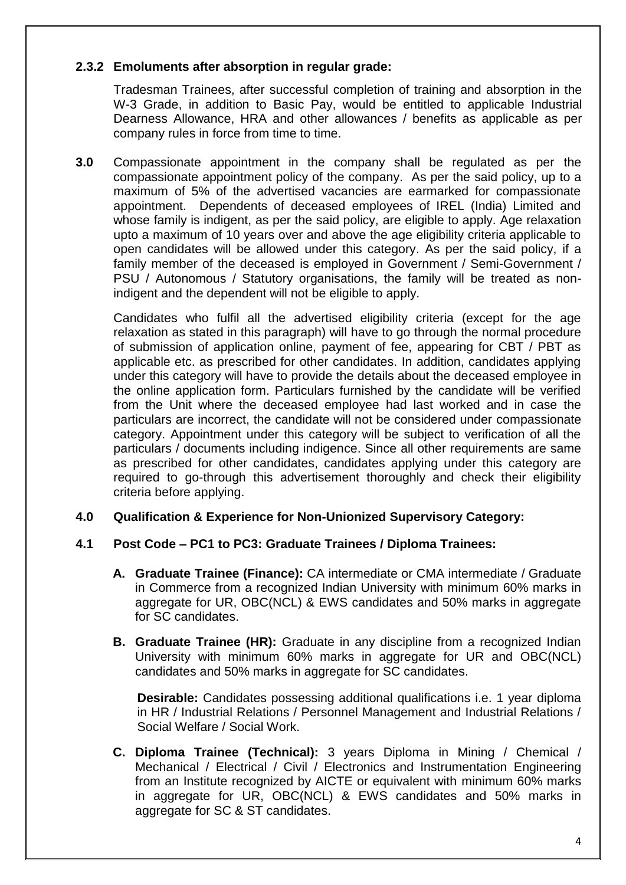**2.3.2 Emoluments after absorption in regular grade:**

Tradesman Trainees, after successful completion of training and absorption in the W-3 Grade, in addition to Basic Pay, would be entitled to applicable Industrial Dearness Allowance, HRA and other allowances / benefits as applicable as per company rules in force from time to time.

**3.0** Compassionate appointment in the company shall be regulated as per the compassionate appointment policy of the company. As per the said policy, up to a maximum of 5% of the advertised vacancies are earmarked for compassionate appointment. Dependents of deceased employees of IREL (India) Limited and whose family is indigent, as per the said policy, are eligible to apply. Age relaxation upto a maximum of 10 years over and above the age eligibility criteria applicable to open candidates will be allowed under this category. As per the said policy, if a family member of the deceased is employed in Government / Semi-Government / PSU / Autonomous / Statutory organisations, the family will be treated as non-indigent and the dependent will not be eligible to apply.

Candidates who fulfil all the advertised eligibility criteria (except for the age relaxation as stated in this paragraph) will have to go through the normal procedure of submission of application online, payment of fee, appearing for CBT / PBT as applicable etc. as prescribed for other candidates. In addition, candidates applying under this category will have to provide the details about the deceased employee in the online application form. Particulars furnished by the candidate will be verified from the Unit where the deceased employee had last worked and in case the particulars are incorrect, the candidate will not be considered under compassionate category. Appointment under this category will be subject to verification of all the particulars / documents including indigence. Since all other requirements are same as prescribed for other candidates, candidates applying under this category are required to go-through this advertisement thoroughly and check their eligibility criteria before applying.

**4.0 Qualification & Experience for Non-Unionized Supervisory Category:**

**4.1 Post Code – PC1 to PC3: Graduate Trainees / Diploma Trainees:**

**A. Graduate Trainee (Finance):** CA intermediate or CMA intermediate / Graduate in Commerce from a recognized Indian University with minimum 60% marks in aggregate for UR, OBC(NCL) & EWS candidates and 50% marks in aggregate for SC candidates.

**B. Graduate Trainee (HR):** Graduate in any discipline from a recognized Indian University with minimum 60% marks in aggregate for UR and OBC(NCL) candidates and 50% marks in aggregate for SC candidates.

**Desirable:** Candidates possessing additional qualifications i.e. 1 year diploma in HR / Industrial Relations / Personnel Management and Industrial Relations / Social Welfare / Social Work.

**C. Diploma Trainee (Technical):** 3 years Diploma in Mining / Chemical / Mechanical / Electrical / Civil / Electronics and Instrumentation Engineering from an Institute recognized by AICTE or equivalent with minimum 60% marks in aggregate for UR, OBC(NCL) & EWS candidates and 50% marks in aggregate for SC & ST candidates.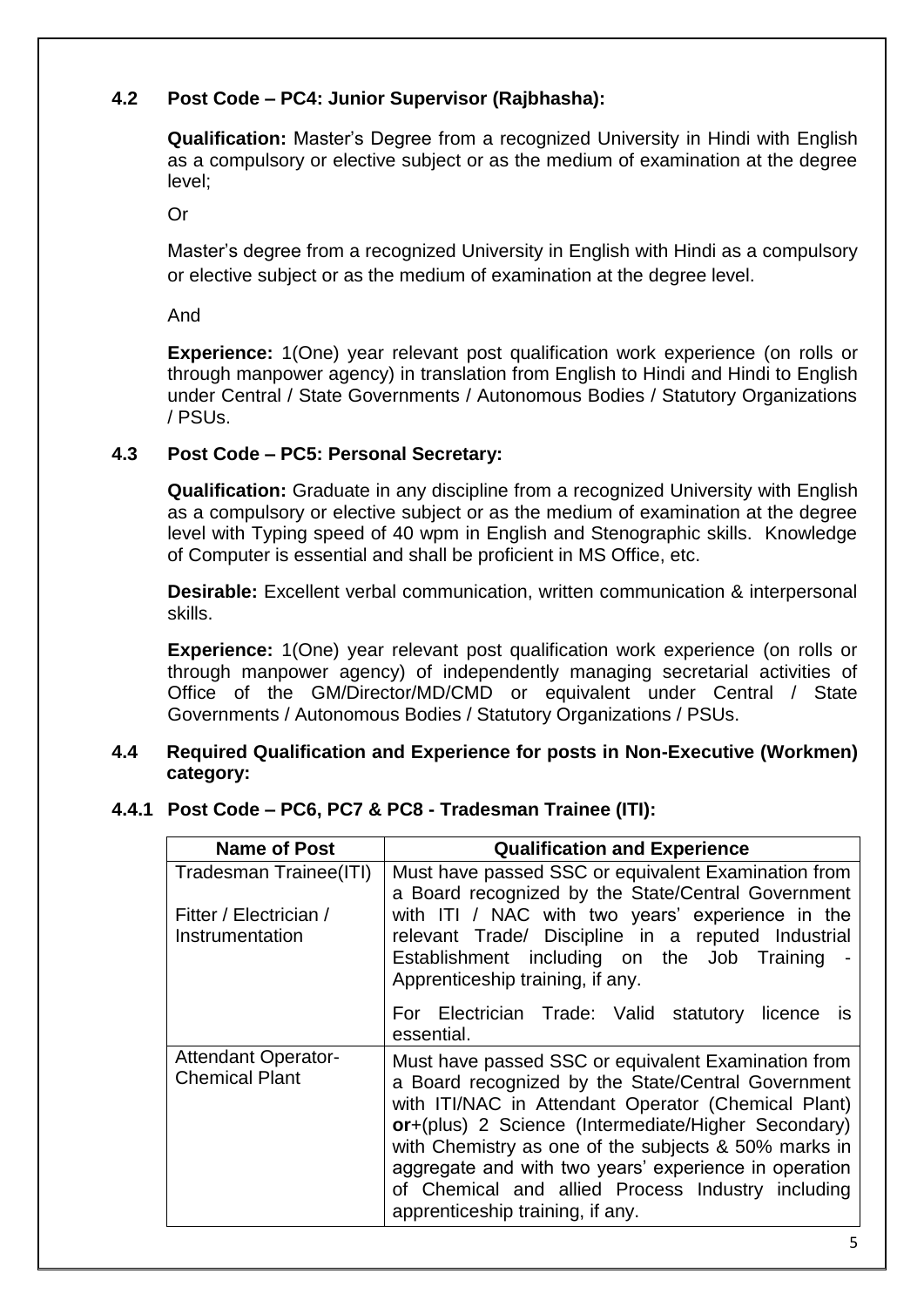### 4.2 Post Code – PC4: Junior Supervisor (Rajbhasha):

**Qualification:** Master's Degree from a recognized University in Hindi with English as a compulsory or elective subject or as the medium of examination at the degree level;

Or

Master's degree from a recognized University in English with Hindi as a compulsory or elective subject or as the medium of examination at the degree level.

And

**Experience:** 1(One) year relevant post qualification work experience (on rolls or through manpower agency) in translation from English to Hindi and Hindi to English under Central / State Governments / Autonomous Bodies / Statutory Organizations / PSUs.

### 4.3 Post Code – PC5: Personal Secretary:

**Qualification:** Graduate in any discipline from a recognized University with English as a compulsory or elective subject or as the medium of examination at the degree level with Typing speed of 40 wpm in English and Stenographic skills. Knowledge of Computer is essential and shall be proficient in MS Office, etc.

**Desirable:** Excellent verbal communication, written communication & interpersonal skills.

**Experience:** 1(One) year relevant post qualification work experience (on rolls or through manpower agency) of independently managing secretarial activities of Office of the GM/Director/MD/CMD or equivalent under Central / State Governments / Autonomous Bodies / Statutory Organizations / PSUs.

### 4.4 Required Qualification and Experience for posts in Non-Executive (Workmen) category:

#### 4.4.1 Post Code – PC6, PC7 & PC8 - Tradesman Trainee (ITI):

| Name of Post | Qualification and Experience |
|---|---|
| Tradesman Trainee(ITI)<br><br>Fitter / Electrician / Instrumentation | Must have passed SSC or equivalent Examination from a Board recognized by the State/Central Government with ITI / NAC with two years' experience in the relevant Trade/ Discipline in a reputed Industrial Establishment including on the Job Training - Apprenticeship training, if any.<br><br>For Electrician Trade: Valid statutory licence is essential. |
| Attendant Operator-Chemical Plant | Must have passed SSC or equivalent Examination from a Board recognized by the State/Central Government with ITI/NAC in Attendant Operator (Chemical Plant) **or**+(plus) 2 Science (Intermediate/Higher Secondary) with Chemistry as one of the subjects & 50% marks in aggregate and with two years' experience in operation of Chemical and allied Process Industry including apprenticeship training, if any. |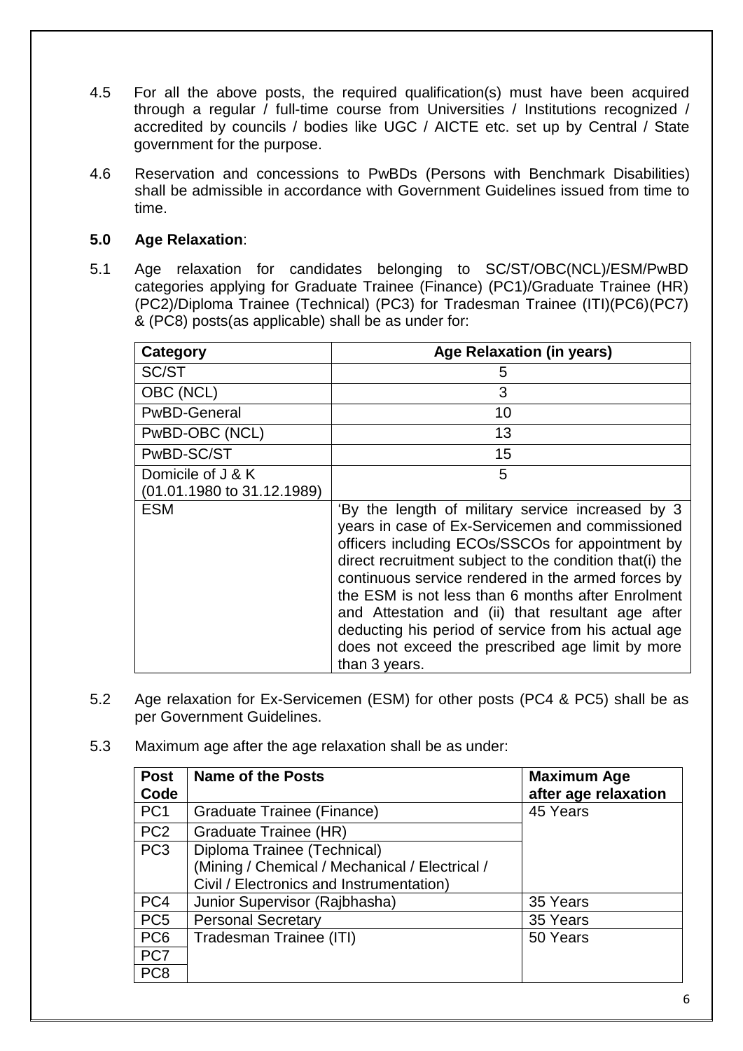4.5 For all the above posts, the required qualification(s) must have been acquired through a regular / full-time course from Universities / Institutions recognized / accredited by councils / bodies like UGC / AICTE etc. set up by Central / State government for the purpose.

4.6 Reservation and concessions to PwBDs (Persons with Benchmark Disabilities) shall be admissible in accordance with Government Guidelines issued from time to time.

## 5.0 Age Relaxation:

5.1 Age relaxation for candidates belonging to SC/ST/OBC(NCL)/ESM/PwBD categories applying for Graduate Trainee (Finance) (PC1)/Graduate Trainee (HR) (PC2)/Diploma Trainee (Technical) (PC3) for Tradesman Trainee (ITI)(PC6)(PC7) & (PC8) posts(as applicable) shall be as under for:

| Category | Age Relaxation (in years) |
|---|---|
| SC/ST | 5 |
| OBC (NCL) | 3 |
| PwBD-General | 10 |
| PwBD-OBC (NCL) | 13 |
| PwBD-SC/ST | 15 |
| Domicile of J & K (01.01.1980 to 31.12.1989) | 5 |
| ESM | 'By the length of military service increased by 3 years in case of Ex-Servicemen and commissioned officers including ECOs/SSCOs for appointment by direct recruitment subject to the condition that(i) the continuous service rendered in the armed forces by the ESM is not less than 6 months after Enrolment and Attestation and (ii) that resultant age after deducting his period of service from his actual age does not exceed the prescribed age limit by more than 3 years. |

5.2 Age relaxation for Ex-Servicemen (ESM) for other posts (PC4 & PC5) shall be as per Government Guidelines.

5.3 Maximum age after the age relaxation shall be as under:

| Post Code | Name of the Posts | Maximum Age after age relaxation |
|---|---|---|
| PC1 | Graduate Trainee (Finance) | 45 Years |
| PC2 | Graduate Trainee (HR) | |
| PC3 | Diploma Trainee (Technical) (Mining / Chemical / Mechanical / Electrical / Civil / Electronics and Instrumentation) | |
| PC4 | Junior Supervisor (Rajbhasha) | 35 Years |
| PC5 | Personal Secretary | 35 Years |
| PC6 | Tradesman Trainee (ITI) | 50 Years |
| PC7 | | |
| PC8 | | |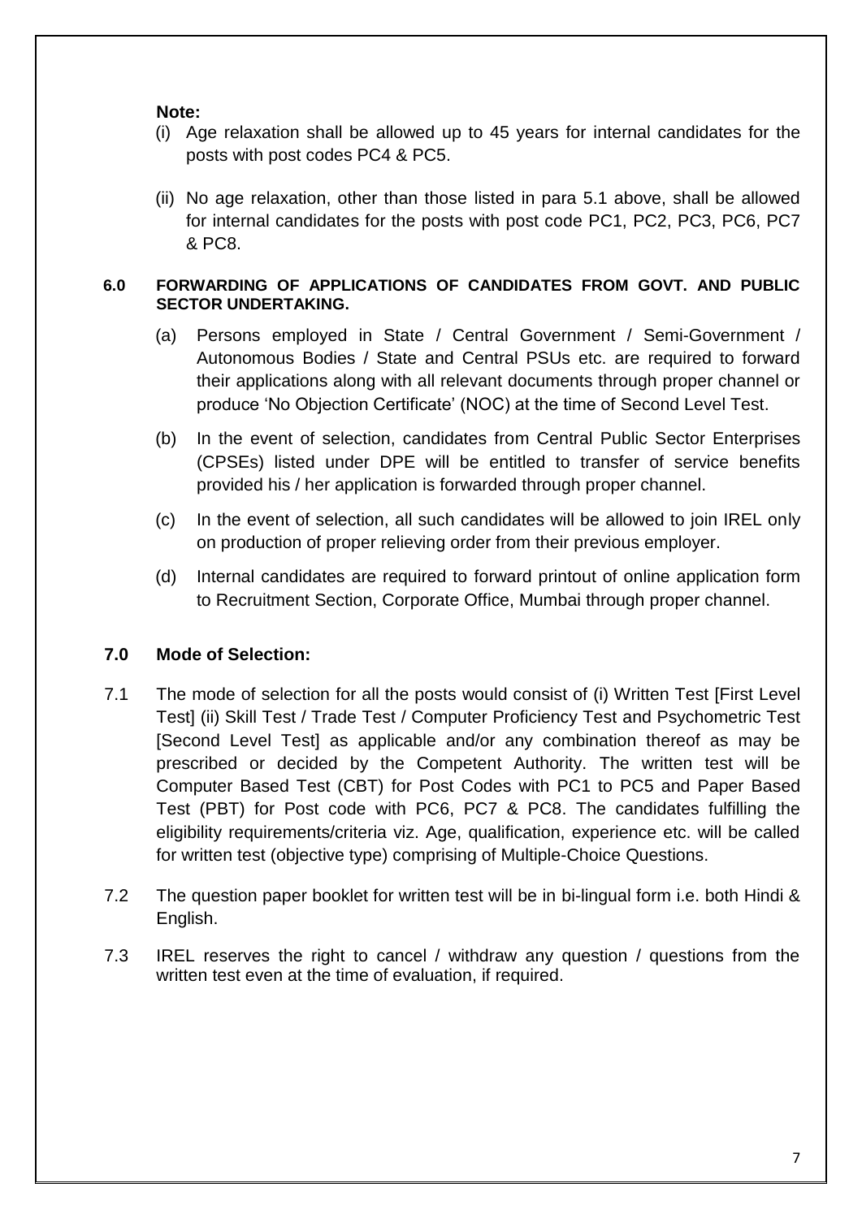**Note:**

(i) Age relaxation shall be allowed up to 45 years for internal candidates for the posts with post codes PC4 & PC5.

(ii) No age relaxation, other than those listed in para 5.1 above, shall be allowed for internal candidates for the posts with post code PC1, PC2, PC3, PC6, PC7 & PC8.

## 6.0 FORWARDING OF APPLICATIONS OF CANDIDATES FROM GOVT. AND PUBLIC SECTOR UNDERTAKING.

(a) Persons employed in State / Central Government / Semi-Government / Autonomous Bodies / State and Central PSUs etc. are required to forward their applications along with all relevant documents through proper channel or produce 'No Objection Certificate' (NOC) at the time of Second Level Test.

(b) In the event of selection, candidates from Central Public Sector Enterprises (CPSEs) listed under DPE will be entitled to transfer of service benefits provided his / her application is forwarded through proper channel.

(c) In the event of selection, all such candidates will be allowed to join IREL only on production of proper relieving order from their previous employer.

(d) Internal candidates are required to forward printout of online application form to Recruitment Section, Corporate Office, Mumbai through proper channel.

## 7.0 Mode of Selection:

7.1 The mode of selection for all the posts would consist of (i) Written Test [First Level Test] (ii) Skill Test / Trade Test / Computer Proficiency Test and Psychometric Test [Second Level Test] as applicable and/or any combination thereof as may be prescribed or decided by the Competent Authority. The written test will be Computer Based Test (CBT) for Post Codes with PC1 to PC5 and Paper Based Test (PBT) for Post code with PC6, PC7 & PC8. The candidates fulfilling the eligibility requirements/criteria viz. Age, qualification, experience etc. will be called for written test (objective type) comprising of Multiple-Choice Questions.

7.2 The question paper booklet for written test will be in bi-lingual form i.e. both Hindi & English.

7.3 IREL reserves the right to cancel / withdraw any question / questions from the written test even at the time of evaluation, if required.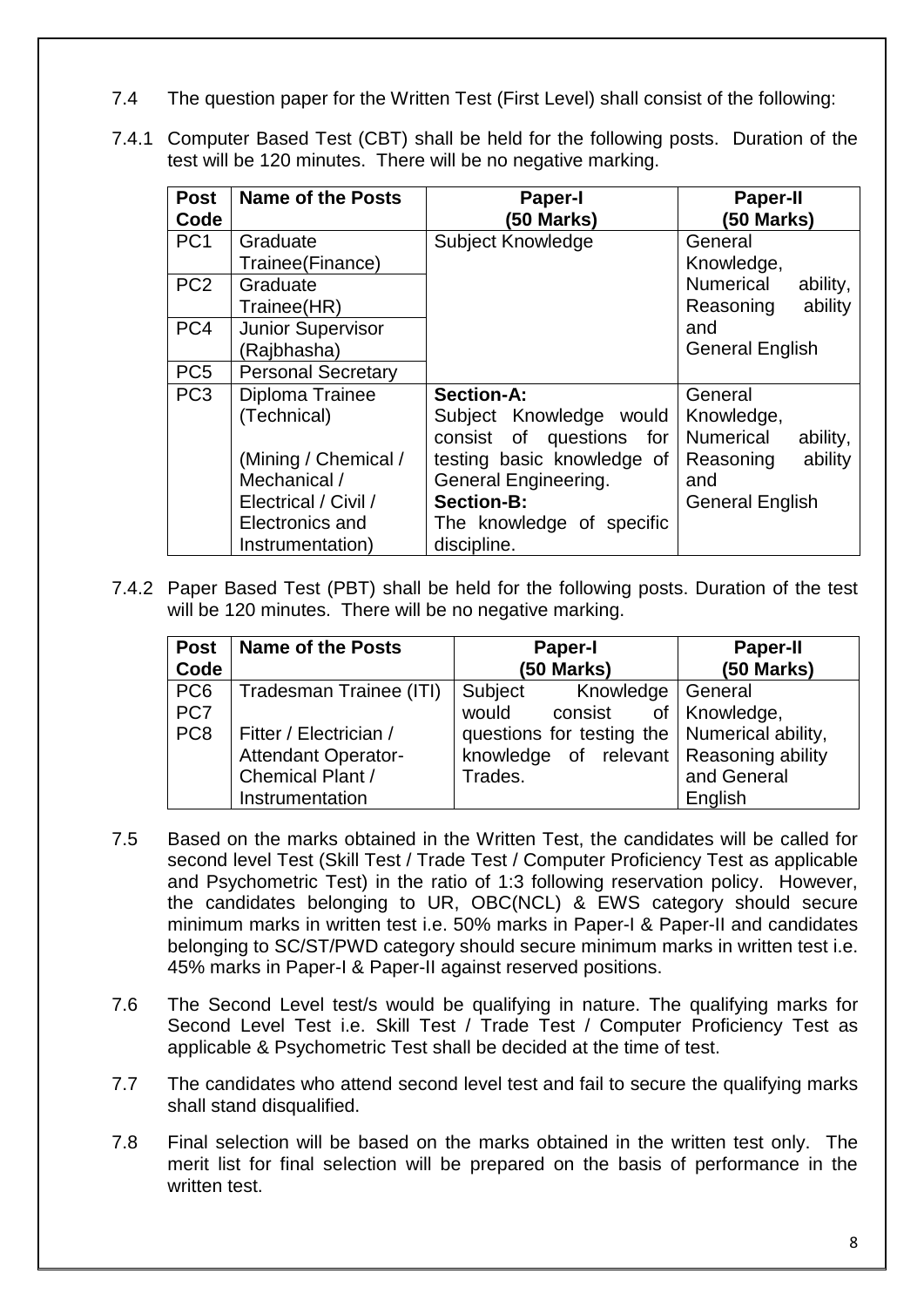7.4 The question paper for the Written Test (First Level) shall consist of the following:

7.4.1 Computer Based Test (CBT) shall be held for the following posts. Duration of the test will be 120 minutes. There will be no negative marking.

| Post Code | Name of the Posts | Paper-I (50 Marks) | Paper-II (50 Marks) |
|---|---|---|---|
| PC1 | Graduate Trainee(Finance) | Subject Knowledge | General Knowledge, Numerical ability, Reasoning ability and General English |
| PC2 | Graduate Trainee(HR) | | |
| PC4 | Junior Supervisor (Rajbhasha) | | |
| PC5 | Personal Secretary | | |
| PC3 | Diploma Trainee (Technical) (Mining / Chemical / Mechanical / Electrical / Civil / Electronics and Instrumentation) | **Section-A:** Subject Knowledge would consist of questions for testing basic knowledge of General Engineering. **Section-B:** The knowledge of specific discipline. | General Knowledge, Numerical ability, Reasoning ability and General English |

7.4.2 Paper Based Test (PBT) shall be held for the following posts. Duration of the test will be 120 minutes. There will be no negative marking.

| Post Code | Name of the Posts | Paper-I (50 Marks) | Paper-II (50 Marks) |
|---|---|---|---|
| PC6 PC7 PC8 | Tradesman Trainee (ITI) Fitter / Electrician / Attendant Operator-Chemical Plant / Instrumentation | Subject Knowledge would consist of questions for testing the knowledge of relevant Trades. | General Knowledge, Numerical ability, Reasoning ability and General English |

7.5 Based on the marks obtained in the Written Test, the candidates will be called for second level Test (Skill Test / Trade Test / Computer Proficiency Test as applicable and Psychometric Test) in the ratio of 1:3 following reservation policy. However, the candidates belonging to UR, OBC(NCL) & EWS category should secure minimum marks in written test i.e. 50% marks in Paper-I & Paper-II and candidates belonging to SC/ST/PWD category should secure minimum marks in written test i.e. 45% marks in Paper-I & Paper-II against reserved positions.

7.6 The Second Level test/s would be qualifying in nature. The qualifying marks for Second Level Test i.e. Skill Test / Trade Test / Computer Proficiency Test as applicable & Psychometric Test shall be decided at the time of test.

7.7 The candidates who attend second level test and fail to secure the qualifying marks shall stand disqualified.

7.8 Final selection will be based on the marks obtained in the written test only. The merit list for final selection will be prepared on the basis of performance in the written test.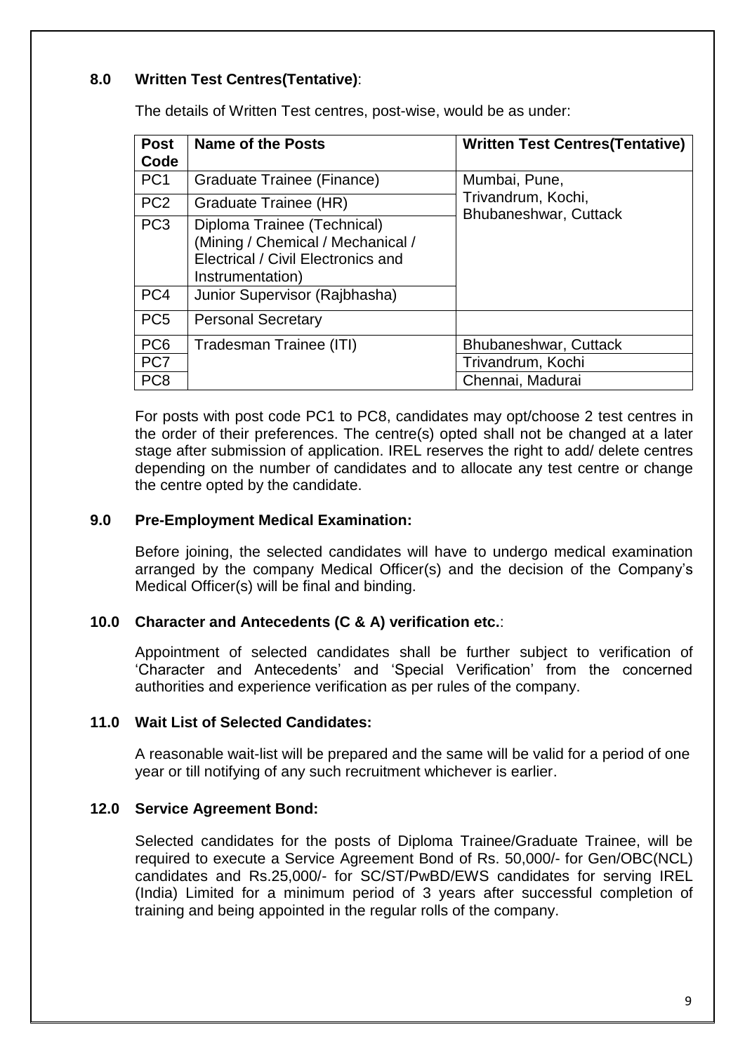## 8.0 Written Test Centres(Tentative):

The details of Written Test centres, post-wise, would be as under:

| Post Code | Name of the Posts | Written Test Centres(Tentative) |
|---|---|---|
| PC1 | Graduate Trainee (Finance) | Mumbai, Pune, Trivandrum, Kochi, Bhubaneshwar, Cuttack |
| PC2 | Graduate Trainee (HR) | |
| PC3 | Diploma Trainee (Technical) (Mining / Chemical / Mechanical / Electrical / Civil Electronics and Instrumentation) | |
| PC4 | Junior Supervisor (Rajbhasha) | |
| PC5 | Personal Secretary | |
| PC6 | Tradesman Trainee (ITI) | Bhubaneshwar, Cuttack |
| PC7 | | Trivandrum, Kochi |
| PC8 | | Chennai, Madurai |

For posts with post code PC1 to PC8, candidates may opt/choose 2 test centres in the order of their preferences. The centre(s) opted shall not be changed at a later stage after submission of application. IREL reserves the right to add/ delete centres depending on the number of candidates and to allocate any test centre or change the centre opted by the candidate.

## 9.0 Pre-Employment Medical Examination:

Before joining, the selected candidates will have to undergo medical examination arranged by the company Medical Officer(s) and the decision of the Company's Medical Officer(s) will be final and binding.

## 10.0 Character and Antecedents (C & A) verification etc.:

Appointment of selected candidates shall be further subject to verification of 'Character and Antecedents' and 'Special Verification' from the concerned authorities and experience verification as per rules of the company.

## 11.0 Wait List of Selected Candidates:

A reasonable wait-list will be prepared and the same will be valid for a period of one year or till notifying of any such recruitment whichever is earlier.

## 12.0 Service Agreement Bond:

Selected candidates for the posts of Diploma Trainee/Graduate Trainee, will be required to execute a Service Agreement Bond of Rs. 50,000/- for Gen/OBC(NCL) candidates and Rs.25,000/- for SC/ST/PwBD/EWS candidates for serving IREL (India) Limited for a minimum period of 3 years after successful completion of training and being appointed in the regular rolls of the company.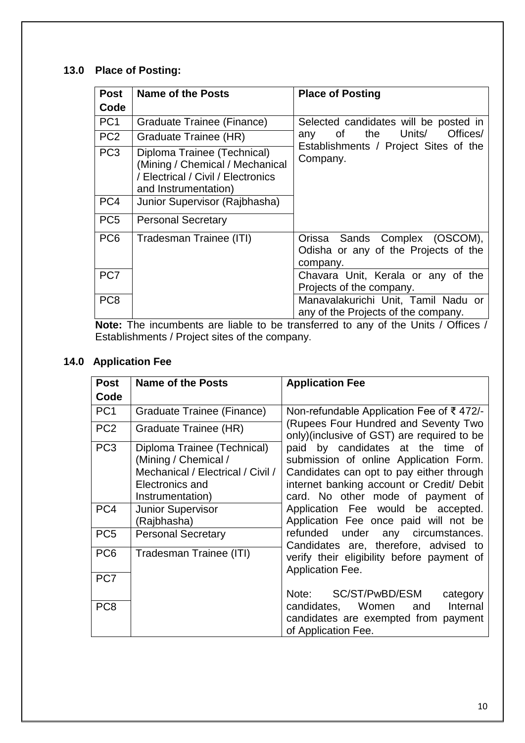## 13.0 Place of Posting:

| Post Code | Name of the Posts | Place of Posting |
|---|---|---|
| PC1 | Graduate Trainee (Finance) | Selected candidates will be posted in any of the Units/ Offices/ Establishments / Project Sites of the Company. |
| PC2 | Graduate Trainee (HR) | |
| PC3 | Diploma Trainee (Technical) (Mining / Chemical / Mechanical / Electrical / Civil / Electronics and Instrumentation) | |
| PC4 | Junior Supervisor (Rajbhasha) | |
| PC5 | Personal Secretary | |
| PC6 | Tradesman Trainee (ITI) | Orissa Sands Complex (OSCOM), Odisha or any of the Projects of the company. |
| PC7 | | Chavara Unit, Kerala or any of the Projects of the company. |
| PC8 | | Manavalakurichi Unit, Tamil Nadu or any of the Projects of the company. |

**Note:** The incumbents are liable to be transferred to any of the Units / Offices / Establishments / Project sites of the company.

## 14.0 Application Fee

| Post Code | Name of the Posts | Application Fee |
|---|---|---|
| PC1 | Graduate Trainee (Finance) | Non-refundable Application Fee of ₹ 472/- (Rupees Four Hundred and Seventy Two only)(inclusive of GST) are required to be paid by candidates at the time of submission of online Application Form. Candidates can opt to pay either through internet banking account or Credit/ Debit card. No other mode of payment of Application Fee would be accepted. Application Fee once paid will not be refunded under any circumstances. Candidates are, therefore, advised to verify their eligibility before payment of Application Fee.<br><br>Note: SC/ST/PwBD/ESM category candidates, Women and Internal candidates are exempted from payment of Application Fee. |
| PC2 | Graduate Trainee (HR) | |
| PC3 | Diploma Trainee (Technical) (Mining / Chemical / Mechanical / Electrical / Civil / Electronics and Instrumentation) | |
| PC4 | Junior Supervisor (Rajbhasha) | |
| PC5 | Personal Secretary | |
| PC6 | Tradesman Trainee (ITI) | |
| PC7 | | |
| PC8 | | |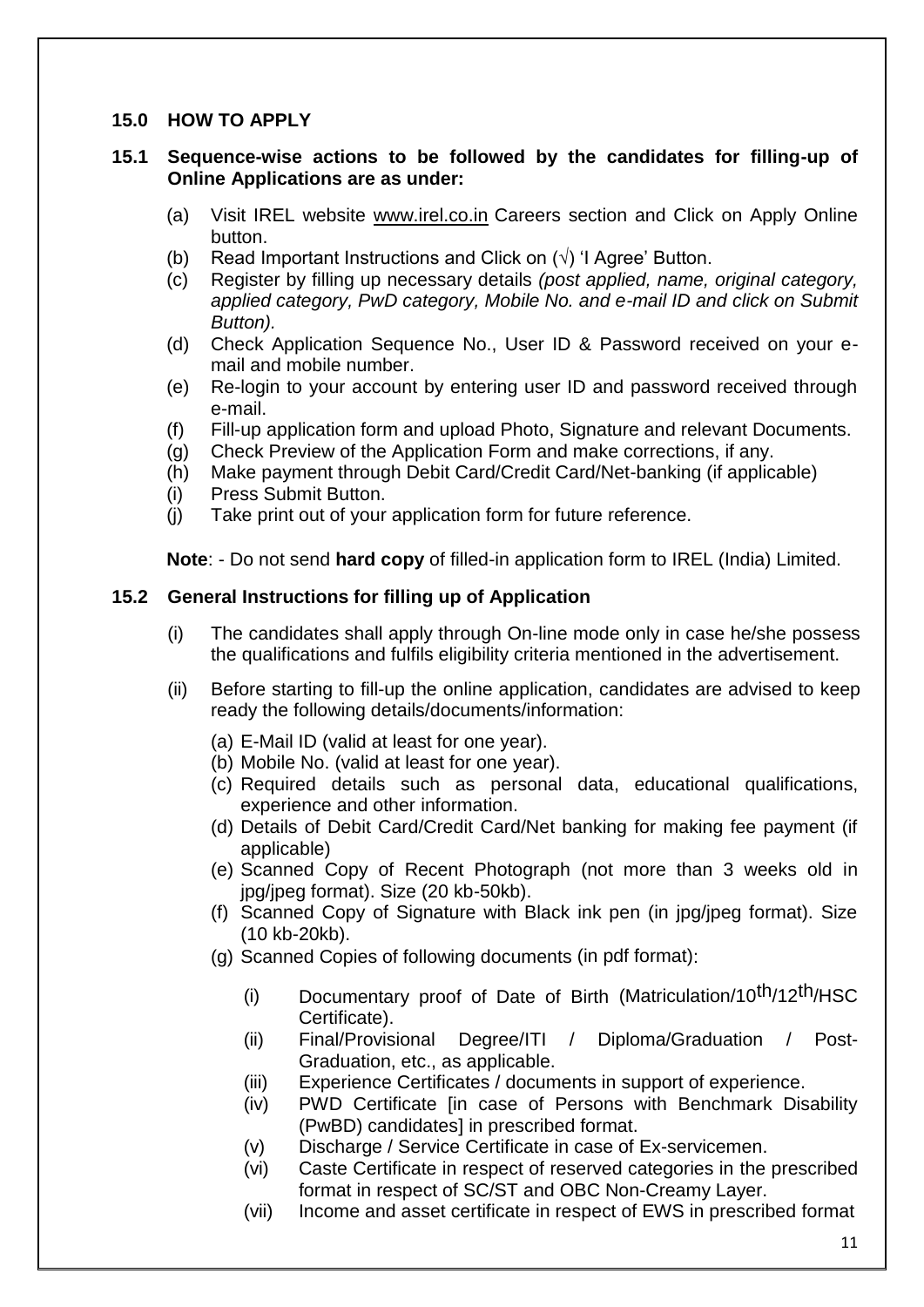## 15.0 HOW TO APPLY

### 15.1 Sequence-wise actions to be followed by the candidates for filling-up of Online Applications are as under:

(a) Visit IREL website www.irel.co.in Careers section and Click on Apply Online button.

(b) Read Important Instructions and Click on (√) 'I Agree' Button.

(c) Register by filling up necessary details *(post applied, name, original category, applied category, PwD category, Mobile No. and e-mail ID and click on Submit Button).*

(d) Check Application Sequence No., User ID & Password received on your e-mail and mobile number.

(e) Re-login to your account by entering user ID and password received through e-mail.

(f) Fill-up application form and upload Photo, Signature and relevant Documents.

(g) Check Preview of the Application Form and make corrections, if any.

(h) Make payment through Debit Card/Credit Card/Net-banking (if applicable)

(i) Press Submit Button.

(j) Take print out of your application form for future reference.

**Note**: - Do not send **hard copy** of filled-in application form to IREL (India) Limited.

### 15.2 General Instructions for filling up of Application

(i) The candidates shall apply through On-line mode only in case he/she possess the qualifications and fulfils eligibility criteria mentioned in the advertisement.

(ii) Before starting to fill-up the online application, candidates are advised to keep ready the following details/documents/information:

(a) E-Mail ID (valid at least for one year).

(b) Mobile No. (valid at least for one year).

(c) Required details such as personal data, educational qualifications, experience and other information.

(d) Details of Debit Card/Credit Card/Net banking for making fee payment (if applicable)

(e) Scanned Copy of Recent Photograph (not more than 3 weeks old in jpg/jpeg format). Size (20 kb-50kb).

(f) Scanned Copy of Signature with Black ink pen (in jpg/jpeg format). Size (10 kb-20kb).

(g) Scanned Copies of following documents (in pdf format):

(i) Documentary proof of Date of Birth (Matriculation/10th/12th/HSC Certificate).

(ii) Final/Provisional Degree/ITI / Diploma/Graduation / Post-Graduation, etc., as applicable.

(iii) Experience Certificates / documents in support of experience.

(iv) PWD Certificate [in case of Persons with Benchmark Disability (PwBD) candidates] in prescribed format.

(v) Discharge / Service Certificate in case of Ex-servicemen.

(vi) Caste Certificate in respect of reserved categories in the prescribed format in respect of SC/ST and OBC Non-Creamy Layer.

(vii) Income and asset certificate in respect of EWS in prescribed format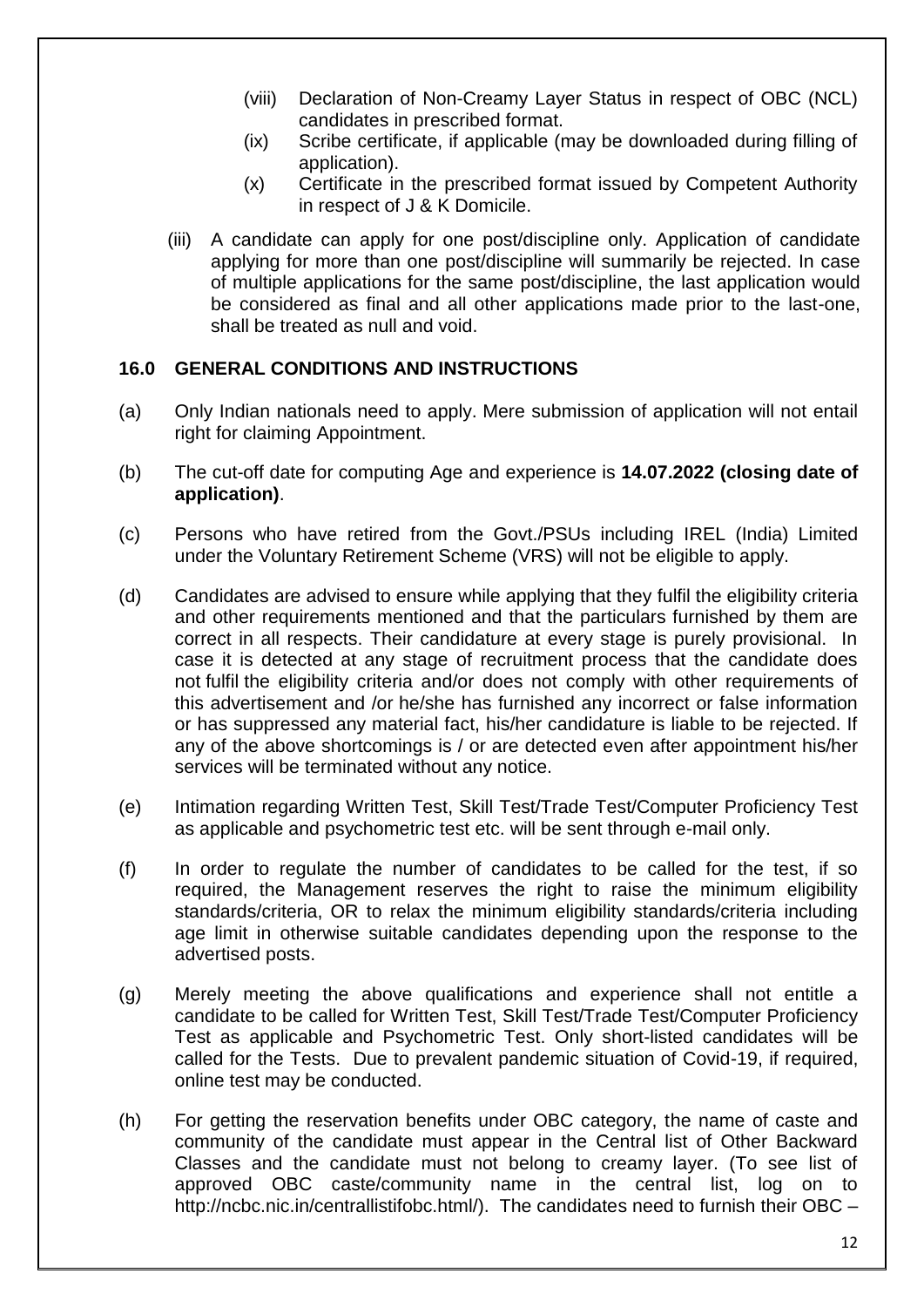(viii) Declaration of Non-Creamy Layer Status in respect of OBC (NCL) candidates in prescribed format.

(ix) Scribe certificate, if applicable (may be downloaded during filling of application).

(x) Certificate in the prescribed format issued by Competent Authority in respect of J & K Domicile.

(iii) A candidate can apply for one post/discipline only. Application of candidate applying for more than one post/discipline will summarily be rejected. In case of multiple applications for the same post/discipline, the last application would be considered as final and all other applications made prior to the last-one, shall be treated as null and void.

### 16.0 GENERAL CONDITIONS AND INSTRUCTIONS

(a) Only Indian nationals need to apply. Mere submission of application will not entail right for claiming Appointment.

(b) The cut-off date for computing Age and experience is **14.07.2022 (closing date of application)**.

(c) Persons who have retired from the Govt./PSUs including IREL (India) Limited under the Voluntary Retirement Scheme (VRS) will not be eligible to apply.

(d) Candidates are advised to ensure while applying that they fulfil the eligibility criteria and other requirements mentioned and that the particulars furnished by them are correct in all respects. Their candidature at every stage is purely provisional. In case it is detected at any stage of recruitment process that the candidate does not fulfil the eligibility criteria and/or does not comply with other requirements of this advertisement and /or he/she has furnished any incorrect or false information or has suppressed any material fact, his/her candidature is liable to be rejected. If any of the above shortcomings is / or are detected even after appointment his/her services will be terminated without any notice.

(e) Intimation regarding Written Test, Skill Test/Trade Test/Computer Proficiency Test as applicable and psychometric test etc. will be sent through e-mail only.

(f) In order to regulate the number of candidates to be called for the test, if so required, the Management reserves the right to raise the minimum eligibility standards/criteria, OR to relax the minimum eligibility standards/criteria including age limit in otherwise suitable candidates depending upon the response to the advertised posts.

(g) Merely meeting the above qualifications and experience shall not entitle a candidate to be called for Written Test, Skill Test/Trade Test/Computer Proficiency Test as applicable and Psychometric Test. Only short-listed candidates will be called for the Tests. Due to prevalent pandemic situation of Covid-19, if required, online test may be conducted.

(h) For getting the reservation benefits under OBC category, the name of caste and community of the candidate must appear in the Central list of Other Backward Classes and the candidate must not belong to creamy layer. (To see list of approved OBC caste/community name in the central list, log on to http://ncbc.nic.in/centrallistifobc.html/). The candidates need to furnish their OBC –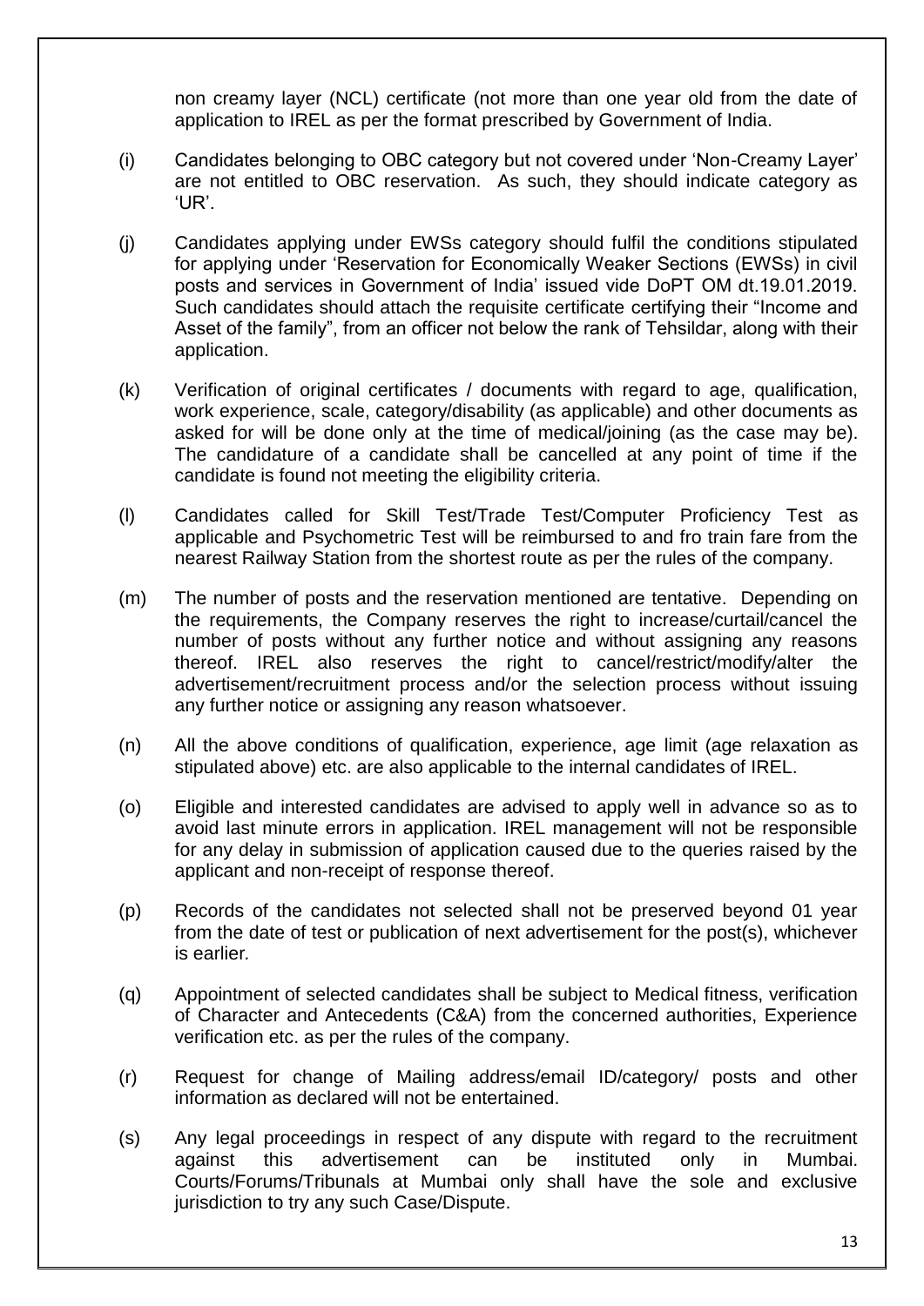non creamy layer (NCL) certificate (not more than one year old from the date of application to IREL as per the format prescribed by Government of India.

(i) Candidates belonging to OBC category but not covered under 'Non-Creamy Layer' are not entitled to OBC reservation. As such, they should indicate category as 'UR'.

(j) Candidates applying under EWSs category should fulfil the conditions stipulated for applying under 'Reservation for Economically Weaker Sections (EWSs) in civil posts and services in Government of India' issued vide DoPT OM dt.19.01.2019. Such candidates should attach the requisite certificate certifying their "Income and Asset of the family", from an officer not below the rank of Tehsildar, along with their application.

(k) Verification of original certificates / documents with regard to age, qualification, work experience, scale, category/disability (as applicable) and other documents as asked for will be done only at the time of medical/joining (as the case may be). The candidature of a candidate shall be cancelled at any point of time if the candidate is found not meeting the eligibility criteria.

(l) Candidates called for Skill Test/Trade Test/Computer Proficiency Test as applicable and Psychometric Test will be reimbursed to and fro train fare from the nearest Railway Station from the shortest route as per the rules of the company.

(m) The number of posts and the reservation mentioned are tentative. Depending on the requirements, the Company reserves the right to increase/curtail/cancel the number of posts without any further notice and without assigning any reasons thereof. IREL also reserves the right to cancel/restrict/modify/alter the advertisement/recruitment process and/or the selection process without issuing any further notice or assigning any reason whatsoever.

(n) All the above conditions of qualification, experience, age limit (age relaxation as stipulated above) etc. are also applicable to the internal candidates of IREL.

(o) Eligible and interested candidates are advised to apply well in advance so as to avoid last minute errors in application. IREL management will not be responsible for any delay in submission of application caused due to the queries raised by the applicant and non-receipt of response thereof.

(p) Records of the candidates not selected shall not be preserved beyond 01 year from the date of test or publication of next advertisement for the post(s), whichever is earlier.

(q) Appointment of selected candidates shall be subject to Medical fitness, verification of Character and Antecedents (C&A) from the concerned authorities, Experience verification etc. as per the rules of the company.

(r) Request for change of Mailing address/email ID/category/ posts and other information as declared will not be entertained.

(s) Any legal proceedings in respect of any dispute with regard to the recruitment against this advertisement can be instituted only in Mumbai. Courts/Forums/Tribunals at Mumbai only shall have the sole and exclusive jurisdiction to try any such Case/Dispute.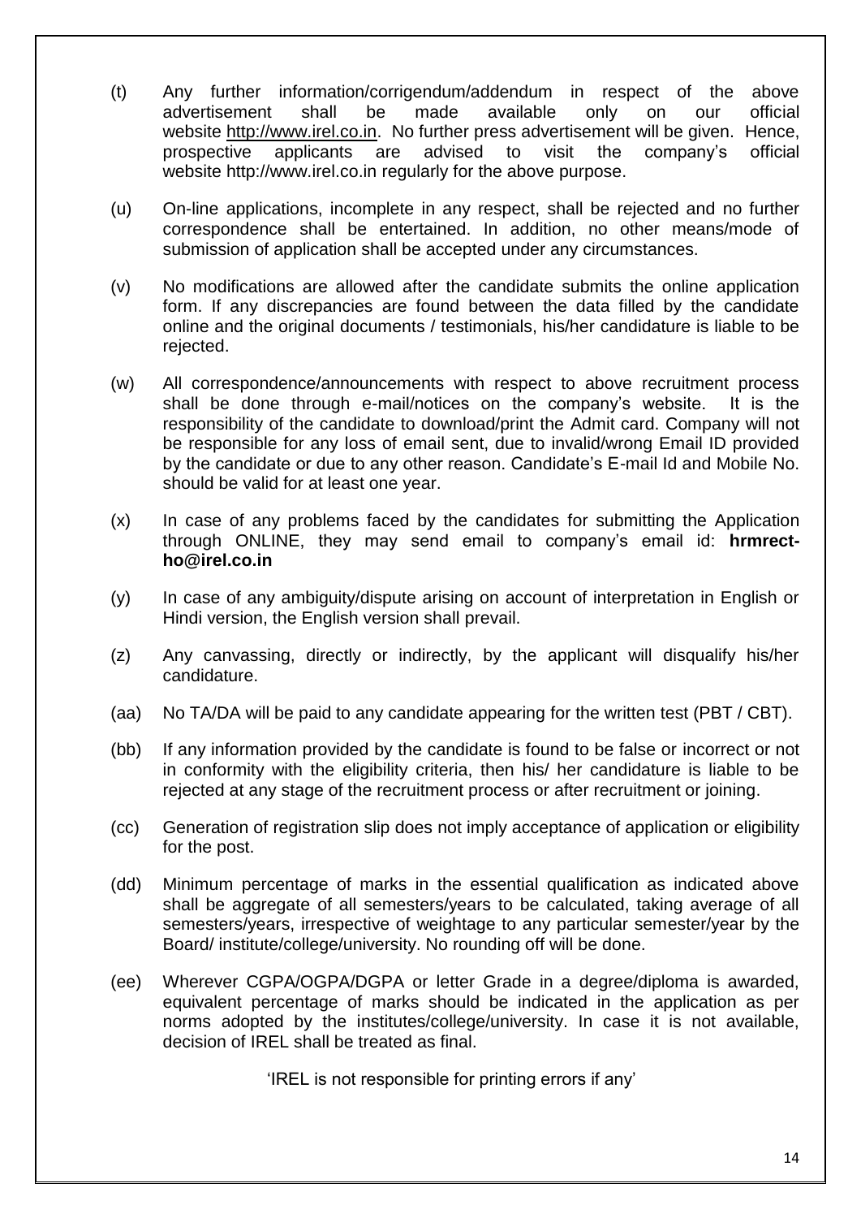(t) Any further information/corrigendum/addendum in respect of the above advertisement shall be made available only on our official website http://www.irel.co.in. No further press advertisement will be given. Hence, prospective applicants are advised to visit the company's official website http://www.irel.co.in regularly for the above purpose.

(u) On-line applications, incomplete in any respect, shall be rejected and no further correspondence shall be entertained. In addition, no other means/mode of submission of application shall be accepted under any circumstances.

(v) No modifications are allowed after the candidate submits the online application form. If any discrepancies are found between the data filled by the candidate online and the original documents / testimonials, his/her candidature is liable to be rejected.

(w) All correspondence/announcements with respect to above recruitment process shall be done through e-mail/notices on the company's website. It is the responsibility of the candidate to download/print the Admit card. Company will not be responsible for any loss of email sent, due to invalid/wrong Email ID provided by the candidate or due to any other reason. Candidate's E-mail Id and Mobile No. should be valid for at least one year.

(x) In case of any problems faced by the candidates for submitting the Application through ONLINE, they may send email to company's email id: **hrmrect-ho@irel.co.in**

(y) In case of any ambiguity/dispute arising on account of interpretation in English or Hindi version, the English version shall prevail.

(z) Any canvassing, directly or indirectly, by the applicant will disqualify his/her candidature.

(aa) No TA/DA will be paid to any candidate appearing for the written test (PBT / CBT).

(bb) If any information provided by the candidate is found to be false or incorrect or not in conformity with the eligibility criteria, then his/ her candidature is liable to be rejected at any stage of the recruitment process or after recruitment or joining.

(cc) Generation of registration slip does not imply acceptance of application or eligibility for the post.

(dd) Minimum percentage of marks in the essential qualification as indicated above shall be aggregate of all semesters/years to be calculated, taking average of all semesters/years, irrespective of weightage to any particular semester/year by the Board/ institute/college/university. No rounding off will be done.

(ee) Wherever CGPA/OGPA/DGPA or letter Grade in a degree/diploma is awarded, equivalent percentage of marks should be indicated in the application as per norms adopted by the institutes/college/university. In case it is not available, decision of IREL shall be treated as final.

'IREL is not responsible for printing errors if any'